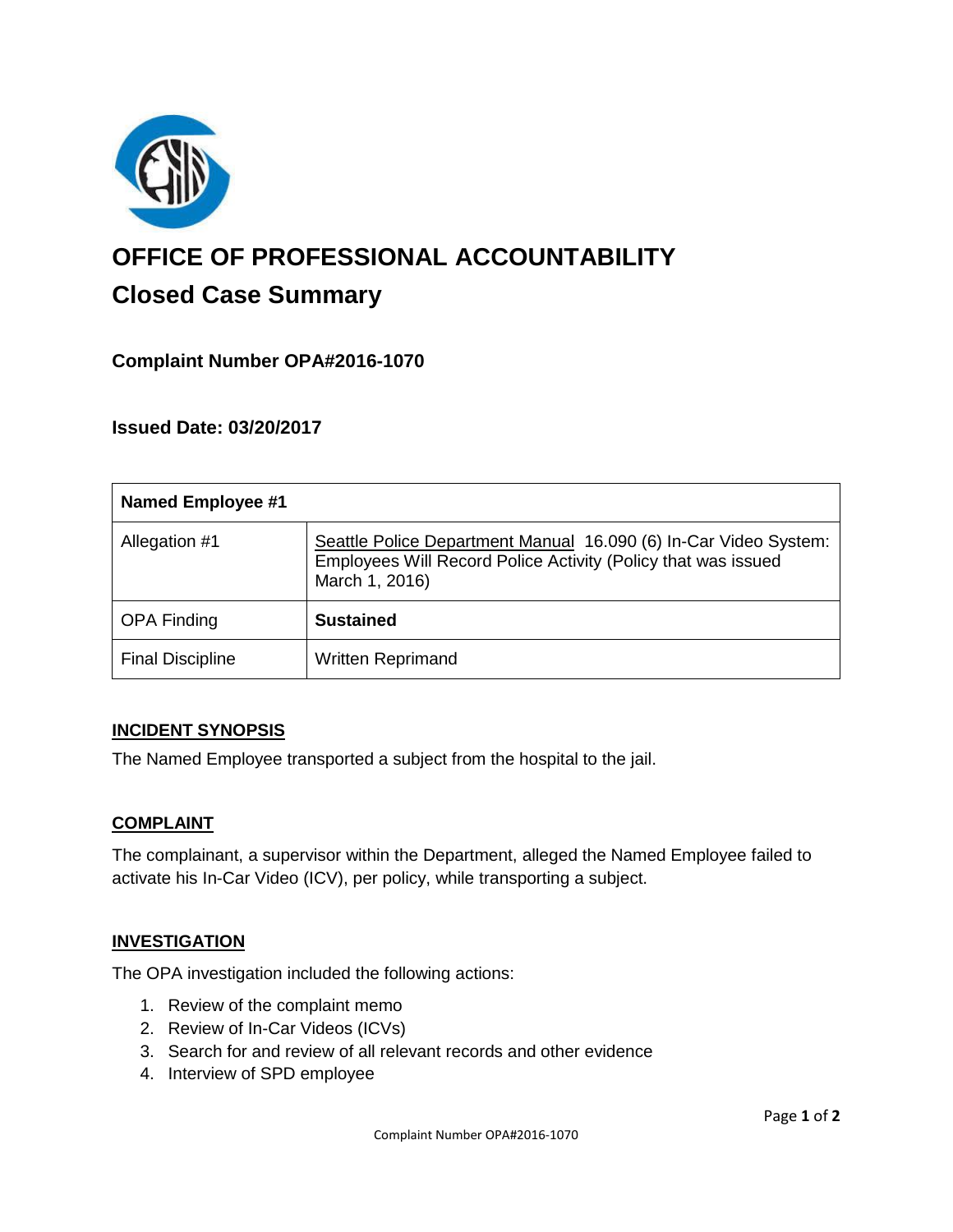# OFFICE OF PROFESSIONAL ACCOUNTABILITY

## Closed Case Summary

### Complaint Number OPA#2016-1070

### Issued Date: 03/20/2017

| Named Employee #1 | |
|---|---|
| Allegation #1 | Seattle Police Department Manual 16.090 (6) In-Car Video System: Employees Will Record Police Activity (Policy that was issued March 1, 2016) |
| OPA Finding | **Sustained** |
| Final Discipline | Written Reprimand |

**INCIDENT SYNOPSIS**

The Named Employee transported a subject from the hospital to the jail.

**COMPLAINT**

The complainant, a supervisor within the Department, alleged the Named Employee failed to activate his In-Car Video (ICV), per policy, while transporting a subject.

**INVESTIGATION**

The OPA investigation included the following actions:

1. Review of the complaint memo
2. Review of In-Car Videos (ICVs)
3. Search for and review of all relevant records and other evidence
4. Interview of SPD employee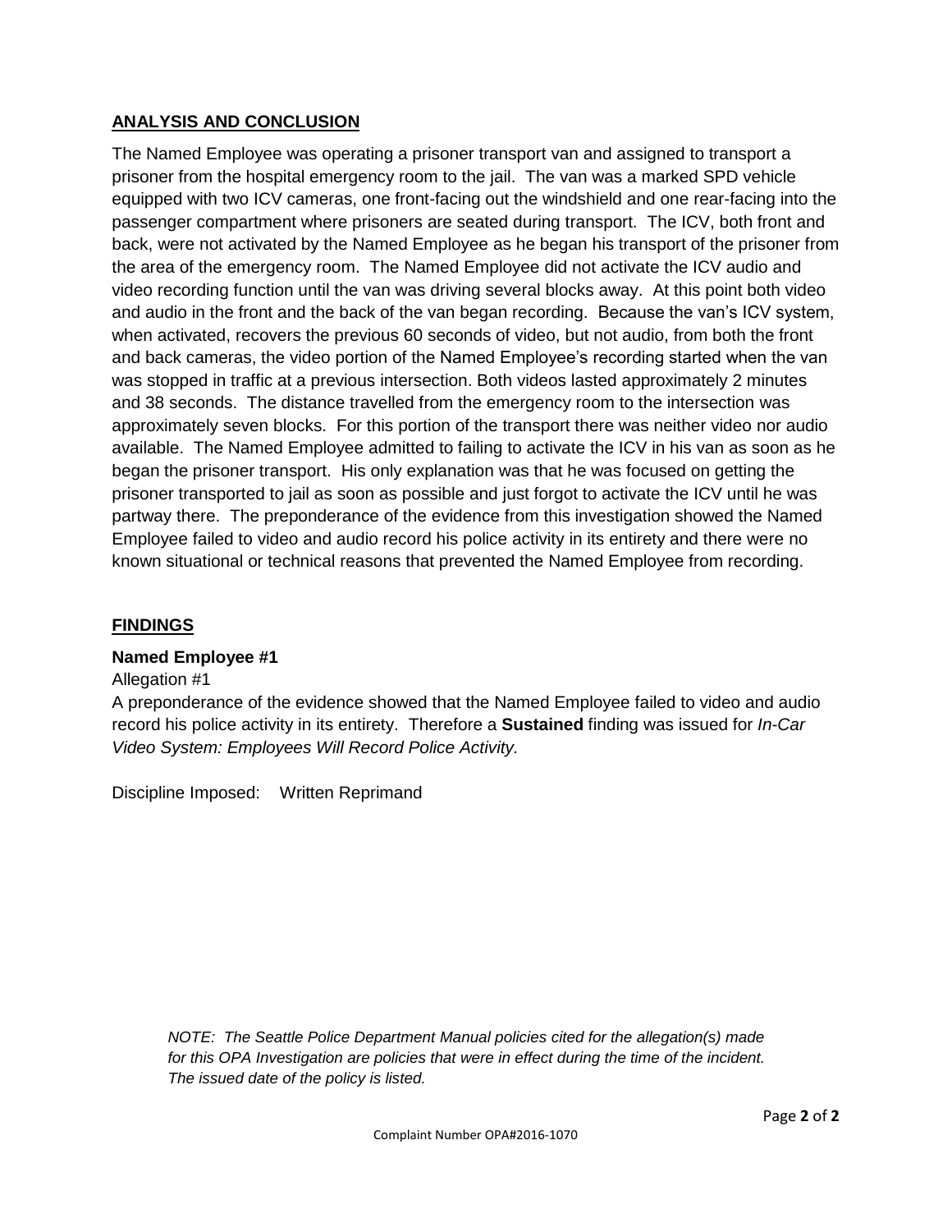## ANALYSIS AND CONCLUSION

The Named Employee was operating a prisoner transport van and assigned to transport a prisoner from the hospital emergency room to the jail. The van was a marked SPD vehicle equipped with two ICV cameras, one front-facing out the windshield and one rear-facing into the passenger compartment where prisoners are seated during transport. The ICV, both front and back, were not activated by the Named Employee as he began his transport of the prisoner from the area of the emergency room. The Named Employee did not activate the ICV audio and video recording function until the van was driving several blocks away. At this point both video and audio in the front and the back of the van began recording. Because the van's ICV system, when activated, recovers the previous 60 seconds of video, but not audio, from both the front and back cameras, the video portion of the Named Employee's recording started when the van was stopped in traffic at a previous intersection. Both videos lasted approximately 2 minutes and 38 seconds. The distance travelled from the emergency room to the intersection was approximately seven blocks. For this portion of the transport there was neither video nor audio available. The Named Employee admitted to failing to activate the ICV in his van as soon as he began the prisoner transport. His only explanation was that he was focused on getting the prisoner transported to jail as soon as possible and just forgot to activate the ICV until he was partway there. The preponderance of the evidence from this investigation showed the Named Employee failed to video and audio record his police activity in its entirety and there were no known situational or technical reasons that prevented the Named Employee from recording.

## FINDINGS

**Named Employee #1**

Allegation #1

A preponderance of the evidence showed that the Named Employee failed to video and audio record his police activity in its entirety. Therefore a **Sustained** finding was issued for *In-Car Video System: Employees Will Record Police Activity.*

Discipline Imposed: Written Reprimand

*NOTE: The Seattle Police Department Manual policies cited for the allegation(s) made for this OPA Investigation are policies that were in effect during the time of the incident. The issued date of the policy is listed.*

Complaint Number OPA#2016-1070